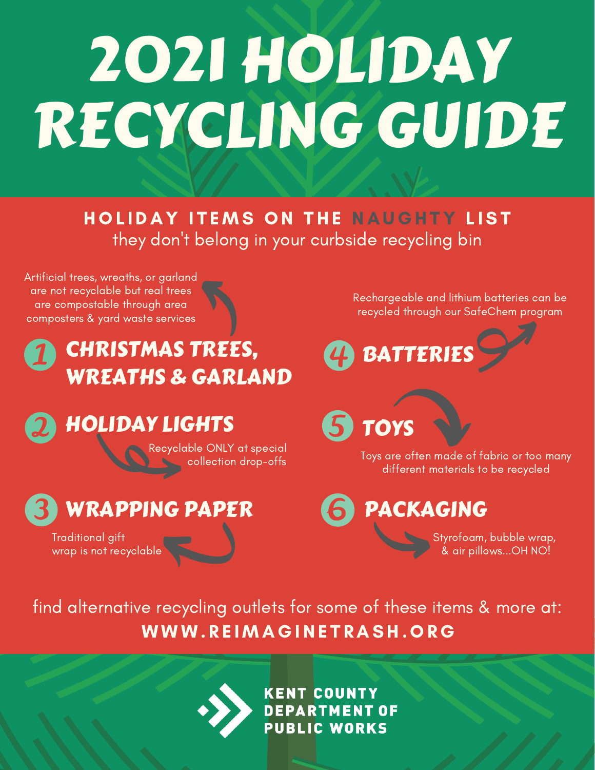# 2021 HOLIDAY RECYCLING GUIDE

## HOLIDAY ITEMS ON THE NAUGHTY LIST

they don't belong in your curbside recycling bin

### 1 CHRISTMAS TREES, WREATHS & GARLAND

Artificial trees, wreaths, or garland are not recyclable but real trees are compostable through area composters & yard waste services

### 2 HOLIDAY LIGHTS

Recyclable ONLY at special collection drop-offs

### 3 WRAPPING PAPER

Traditional gift wrap is not recyclable

### 4 BATTERIES

Rechargeable and lithium batteries can be recycled through our SafeChem program

### 5 TOYS

Toys are often made of fabric or too many different materials to be recycled

### 6 PACKAGING

Styrofoam, bubble wrap, & air pillows...OH NO!

find alternative recycling outlets for some of these items & more at:

**WWW.REIMAGINETRASH.ORG**

KENT COUNTY DEPARTMENT OF PUBLIC WORKS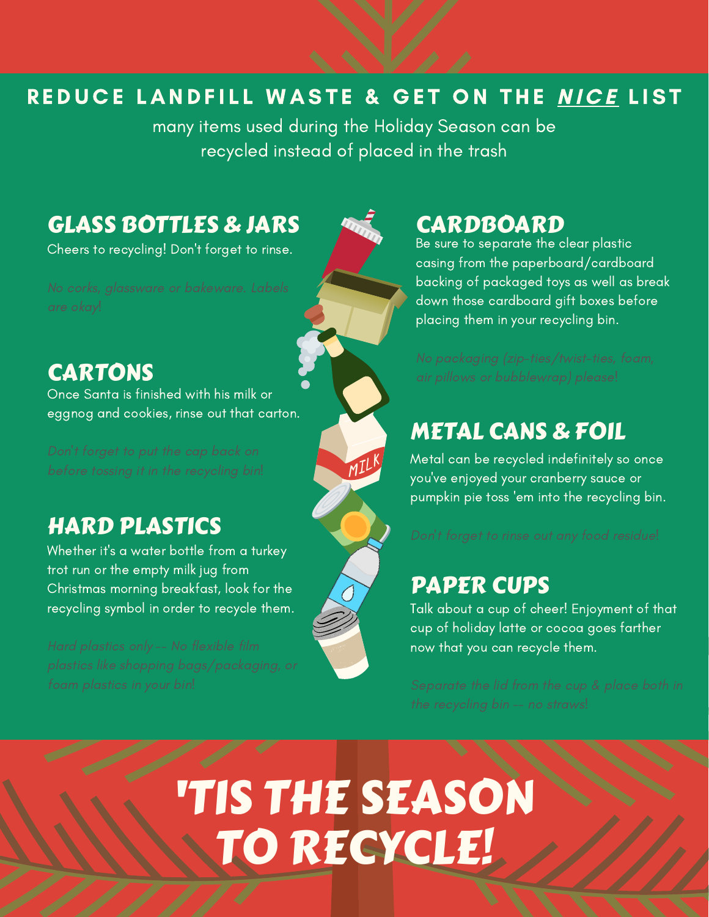# REDUCE LANDFILL WASTE & GET ON THE *NICE* LIST

many items used during the Holiday Season can be recycled instead of placed in the trash

## GLASS BOTTLES & JARS

Cheers to recycling! Don't forget to rinse.

*No corks, glassware or bakeware. Labels are okay!*

## CARTONS

Once Santa is finished with his milk or eggnog and cookies, rinse out that carton.

*Don't forget to put the cap back on before tossing it in the recycling bin!*

## HARD PLASTICS

Whether it's a water bottle from a turkey trot run or the empty milk jug from Christmas morning breakfast, look for the recycling symbol in order to recycle them.

*Hard plastics only -- No flexible film plastics like shopping bags/packaging, or foam plastics in your bin!*

## CARDBOARD

Be sure to separate the clear plastic casing from the paperboard/cardboard backing of packaged toys as well as break down those cardboard gift boxes before placing them in your recycling bin.

*No packaging (zip-ties/twist-ties, foam, air pillows or bubblewrap) please!*

## METAL CANS & FOIL

Metal can be recycled indefinitely so once you've enjoyed your cranberry sauce or pumpkin pie toss 'em into the recycling bin.

*Don't forget to rinse out any food residue!*

## PAPER CUPS

Talk about a cup of cheer! Enjoyment of that cup of holiday latte or cocoa goes farther now that you can recycle them.

*Separate the lid from the cup & place both in the recycling bin -- no straws!*

# 'TIS THE SEASON TO RECYCLE!